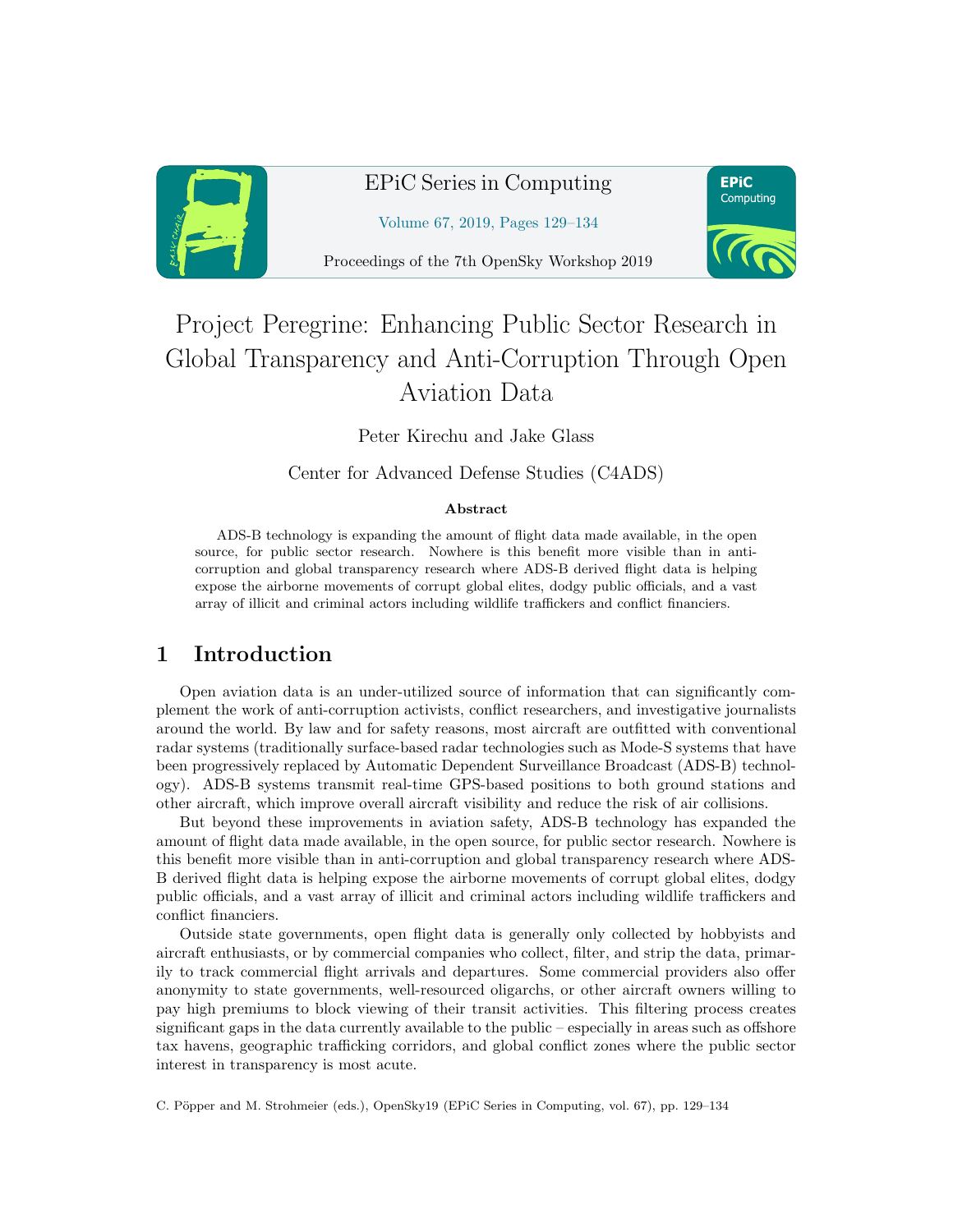# Project Peregrine: Enhancing Public Sector Research in Global Transparency and Anti-Corruption Through Open Aviation Data

Peter Kirechu and Jake Glass

Center for Advanced Defense Studies (C4ADS)

**Abstract**

ADS-B technology is expanding the amount of flight data made available, in the open source, for public sector research. Nowhere is this benefit more visible than in anti-corruption and global transparency research where ADS-B derived flight data is helping expose the airborne movements of corrupt global elites, dodgy public officials, and a vast array of illicit and criminal actors including wildlife traffickers and conflict financiers.

## 1 Introduction

Open aviation data is an under-utilized source of information that can significantly complement the work of anti-corruption activists, conflict researchers, and investigative journalists around the world. By law and for safety reasons, most aircraft are outfitted with conventional radar systems (traditionally surface-based radar technologies such as Mode-S systems that have been progressively replaced by Automatic Dependent Surveillance Broadcast (ADS-B) technology). ADS-B systems transmit real-time GPS-based positions to both ground stations and other aircraft, which improve overall aircraft visibility and reduce the risk of air collisions.

But beyond these improvements in aviation safety, ADS-B technology has expanded the amount of flight data made available, in the open source, for public sector research. Nowhere is this benefit more visible than in anti-corruption and global transparency research where ADS-B derived flight data is helping expose the airborne movements of corrupt global elites, dodgy public officials, and a vast array of illicit and criminal actors including wildlife traffickers and conflict financiers.

Outside state governments, open flight data is generally only collected by hobbyists and aircraft enthusiasts, or by commercial companies who collect, filter, and strip the data, primarily to track commercial flight arrivals and departures. Some commercial providers also offer anonymity to state governments, well-resourced oligarchs, or other aircraft owners willing to pay high premiums to block viewing of their transit activities. This filtering process creates significant gaps in the data currently available to the public – especially in areas such as offshore tax havens, geographic trafficking corridors, and global conflict zones where the public sector interest in transparency is most acute.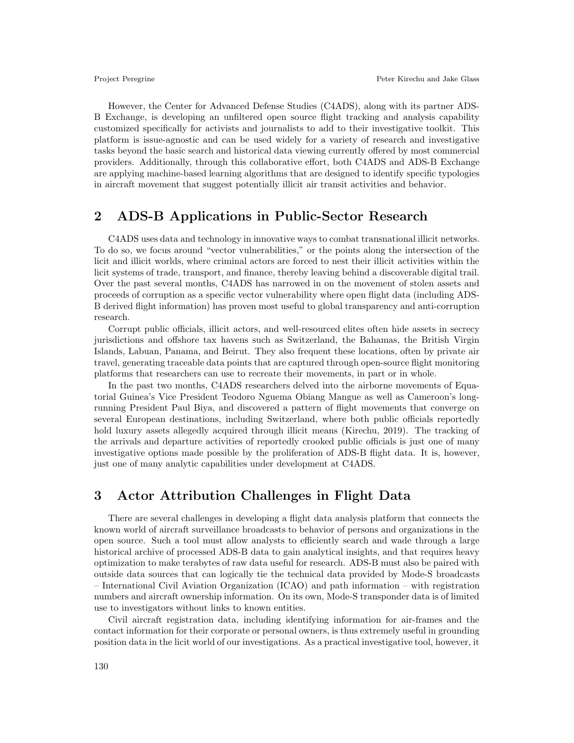However, the Center for Advanced Defense Studies (C4ADS), along with its partner ADS-B Exchange, is developing an unfiltered open source flight tracking and analysis capability customized specifically for activists and journalists to add to their investigative toolkit. This platform is issue-agnostic and can be used widely for a variety of research and investigative tasks beyond the basic search and historical data viewing currently offered by most commercial providers. Additionally, through this collaborative effort, both C4ADS and ADS-B Exchange are applying machine-based learning algorithms that are designed to identify specific typologies in aircraft movement that suggest potentially illicit air transit activities and behavior.

## 2 ADS-B Applications in Public-Sector Research

C4ADS uses data and technology in innovative ways to combat transnational illicit networks. To do so, we focus around "vector vulnerabilities," or the points along the intersection of the licit and illicit worlds, where criminal actors are forced to nest their illicit activities within the licit systems of trade, transport, and finance, thereby leaving behind a discoverable digital trail. Over the past several months, C4ADS has narrowed in on the movement of stolen assets and proceeds of corruption as a specific vector vulnerability where open flight data (including ADS-B derived flight information) has proven most useful to global transparency and anti-corruption research.

Corrupt public officials, illicit actors, and well-resourced elites often hide assets in secrecy jurisdictions and offshore tax havens such as Switzerland, the Bahamas, the British Virgin Islands, Labuan, Panama, and Beirut. They also frequent these locations, often by private air travel, generating traceable data points that are captured through open-source flight monitoring platforms that researchers can use to recreate their movements, in part or in whole.

In the past two months, C4ADS researchers delved into the airborne movements of Equatorial Guinea's Vice President Teodoro Nguema Obiang Mangue as well as Cameroon's long-running President Paul Biya, and discovered a pattern of flight movements that converge on several European destinations, including Switzerland, where both public officials reportedly hold luxury assets allegedly acquired through illicit means (Kirechu, 2019). The tracking of the arrivals and departure activities of reportedly crooked public officials is just one of many investigative options made possible by the proliferation of ADS-B flight data. It is, however, just one of many analytic capabilities under development at C4ADS.

## 3 Actor Attribution Challenges in Flight Data

There are several challenges in developing a flight data analysis platform that connects the known world of aircraft surveillance broadcasts to behavior of persons and organizations in the open source. Such a tool must allow analysts to efficiently search and wade through a large historical archive of processed ADS-B data to gain analytical insights, and that requires heavy optimization to make terabytes of raw data useful for research. ADS-B must also be paired with outside data sources that can logically tie the technical data provided by Mode-S broadcasts – International Civil Aviation Organization (ICAO) and path information – with registration numbers and aircraft ownership information. On its own, Mode-S transponder data is of limited use to investigators without links to known entities.

Civil aircraft registration data, including identifying information for air-frames and the contact information for their corporate or personal owners, is thus extremely useful in grounding position data in the licit world of our investigations. As a practical investigative tool, however, it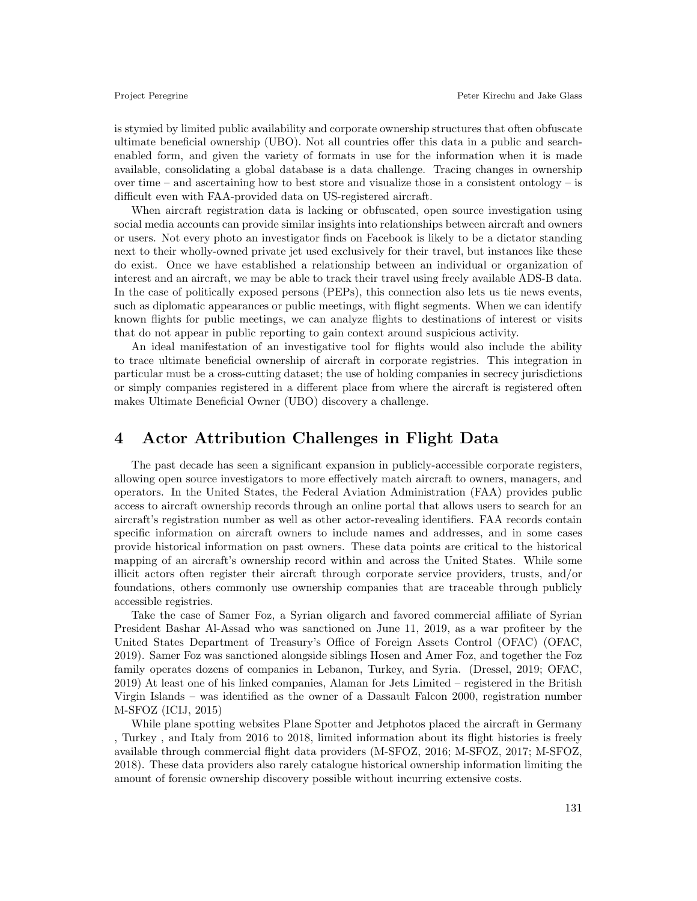is stymied by limited public availability and corporate ownership structures that often obfuscate ultimate beneficial ownership (UBO). Not all countries offer this data in a public and search-enabled form, and given the variety of formats in use for the information when it is made available, consolidating a global database is a data challenge. Tracing changes in ownership over time – and ascertaining how to best store and visualize those in a consistent ontology – is difficult even with FAA-provided data on US-registered aircraft.

When aircraft registration data is lacking or obfuscated, open source investigation using social media accounts can provide similar insights into relationships between aircraft and owners or users. Not every photo an investigator finds on Facebook is likely to be a dictator standing next to their wholly-owned private jet used exclusively for their travel, but instances like these do exist. Once we have established a relationship between an individual or organization of interest and an aircraft, we may be able to track their travel using freely available ADS-B data. In the case of politically exposed persons (PEPs), this connection also lets us tie news events, such as diplomatic appearances or public meetings, with flight segments. When we can identify known flights for public meetings, we can analyze flights to destinations of interest or visits that do not appear in public reporting to gain context around suspicious activity.

An ideal manifestation of an investigative tool for flights would also include the ability to trace ultimate beneficial ownership of aircraft in corporate registries. This integration in particular must be a cross-cutting dataset; the use of holding companies in secrecy jurisdictions or simply companies registered in a different place from where the aircraft is registered often makes Ultimate Beneficial Owner (UBO) discovery a challenge.

# 4 Actor Attribution Challenges in Flight Data

The past decade has seen a significant expansion in publicly-accessible corporate registers, allowing open source investigators to more effectively match aircraft to owners, managers, and operators. In the United States, the Federal Aviation Administration (FAA) provides public access to aircraft ownership records through an online portal that allows users to search for an aircraft's registration number as well as other actor-revealing identifiers. FAA records contain specific information on aircraft owners to include names and addresses, and in some cases provide historical information on past owners. These data points are critical to the historical mapping of an aircraft's ownership record within and across the United States. While some illicit actors often register their aircraft through corporate service providers, trusts, and/or foundations, others commonly use ownership companies that are traceable through publicly accessible registries.

Take the case of Samer Foz, a Syrian oligarch and favored commercial affiliate of Syrian President Bashar Al-Assad who was sanctioned on June 11, 2019, as a war profiteer by the United States Department of Treasury's Office of Foreign Assets Control (OFAC) (OFAC, 2019). Samer Foz was sanctioned alongside siblings Hosen and Amer Foz, and together the Foz family operates dozens of companies in Lebanon, Turkey, and Syria. (Dressel, 2019; OFAC, 2019) At least one of his linked companies, Alaman for Jets Limited – registered in the British Virgin Islands – was identified as the owner of a Dassault Falcon 2000, registration number M-SFOZ (ICIJ, 2015)

While plane spotting websites Plane Spotter and Jetphotos placed the aircraft in Germany , Turkey , and Italy from 2016 to 2018, limited information about its flight histories is freely available through commercial flight data providers (M-SFOZ, 2016; M-SFOZ, 2017; M-SFOZ, 2018). These data providers also rarely catalogue historical ownership information limiting the amount of forensic ownership discovery possible without incurring extensive costs.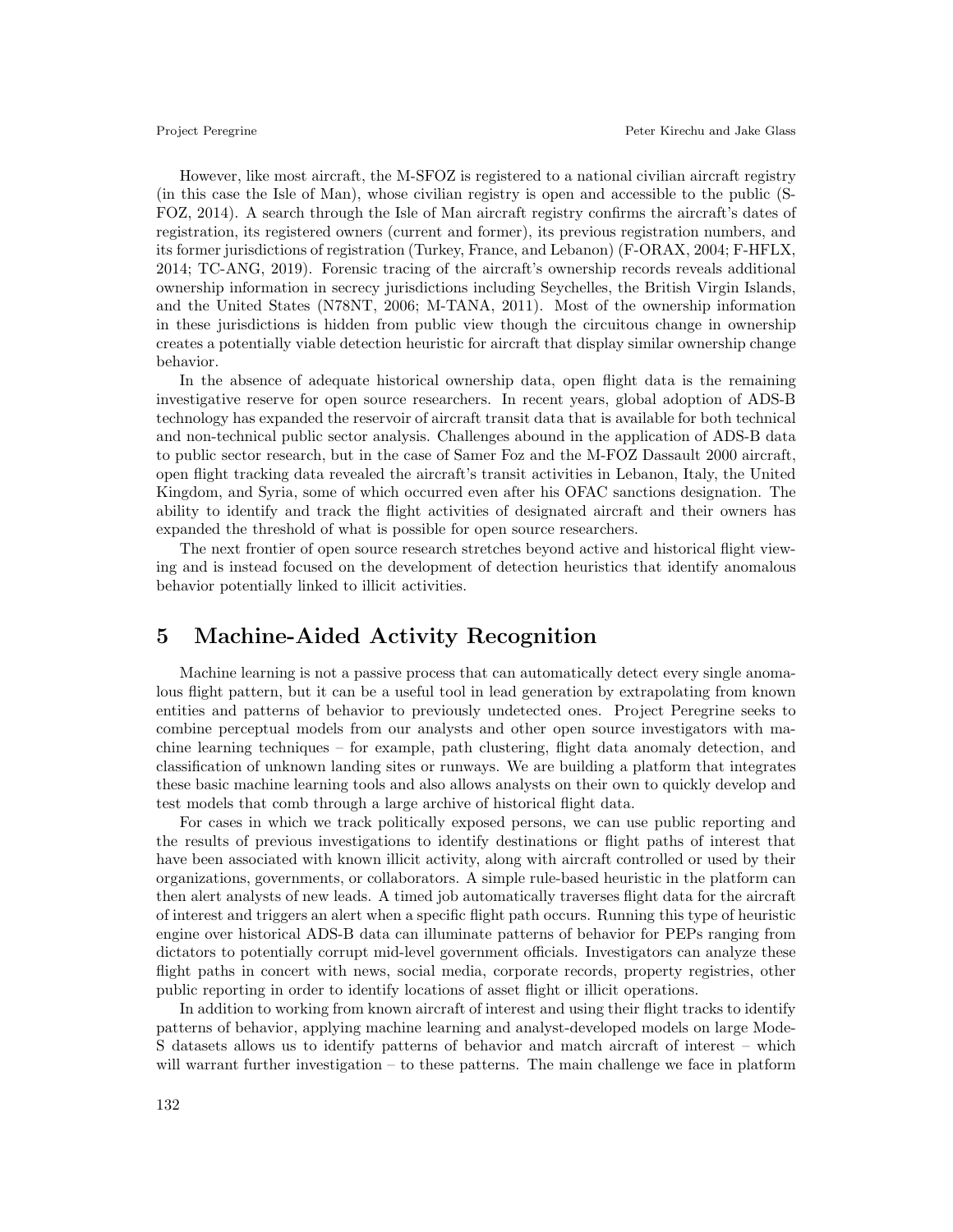However, like most aircraft, the M-SFOZ is registered to a national civilian aircraft registry (in this case the Isle of Man), whose civilian registry is open and accessible to the public (S-FOZ, 2014). A search through the Isle of Man aircraft registry confirms the aircraft's dates of registration, its registered owners (current and former), its previous registration numbers, and its former jurisdictions of registration (Turkey, France, and Lebanon) (F-ORAX, 2004; F-HFLX, 2014; TC-ANG, 2019). Forensic tracing of the aircraft's ownership records reveals additional ownership information in secrecy jurisdictions including Seychelles, the British Virgin Islands, and the United States (N78NT, 2006; M-TANA, 2011). Most of the ownership information in these jurisdictions is hidden from public view though the circuitous change in ownership creates a potentially viable detection heuristic for aircraft that display similar ownership change behavior.

In the absence of adequate historical ownership data, open flight data is the remaining investigative reserve for open source researchers. In recent years, global adoption of ADS-B technology has expanded the reservoir of aircraft transit data that is available for both technical and non-technical public sector analysis. Challenges abound in the application of ADS-B data to public sector research, but in the case of Samer Foz and the M-FOZ Dassault 2000 aircraft, open flight tracking data revealed the aircraft's transit activities in Lebanon, Italy, the United Kingdom, and Syria, some of which occurred even after his OFAC sanctions designation. The ability to identify and track the flight activities of designated aircraft and their owners has expanded the threshold of what is possible for open source researchers.

The next frontier of open source research stretches beyond active and historical flight viewing and is instead focused on the development of detection heuristics that identify anomalous behavior potentially linked to illicit activities.

## 5 Machine-Aided Activity Recognition

Machine learning is not a passive process that can automatically detect every single anomalous flight pattern, but it can be a useful tool in lead generation by extrapolating from known entities and patterns of behavior to previously undetected ones. Project Peregrine seeks to combine perceptual models from our analysts and other open source investigators with machine learning techniques – for example, path clustering, flight data anomaly detection, and classification of unknown landing sites or runways. We are building a platform that integrates these basic machine learning tools and also allows analysts on their own to quickly develop and test models that comb through a large archive of historical flight data.

For cases in which we track politically exposed persons, we can use public reporting and the results of previous investigations to identify destinations or flight paths of interest that have been associated with known illicit activity, along with aircraft controlled or used by their organizations, governments, or collaborators. A simple rule-based heuristic in the platform can then alert analysts of new leads. A timed job automatically traverses flight data for the aircraft of interest and triggers an alert when a specific flight path occurs. Running this type of heuristic engine over historical ADS-B data can illuminate patterns of behavior for PEPs ranging from dictators to potentially corrupt mid-level government officials. Investigators can analyze these flight paths in concert with news, social media, corporate records, property registries, other public reporting in order to identify locations of asset flight or illicit operations.

In addition to working from known aircraft of interest and using their flight tracks to identify patterns of behavior, applying machine learning and analyst-developed models on large Mode-S datasets allows us to identify patterns of behavior and match aircraft of interest – which will warrant further investigation – to these patterns. The main challenge we face in platform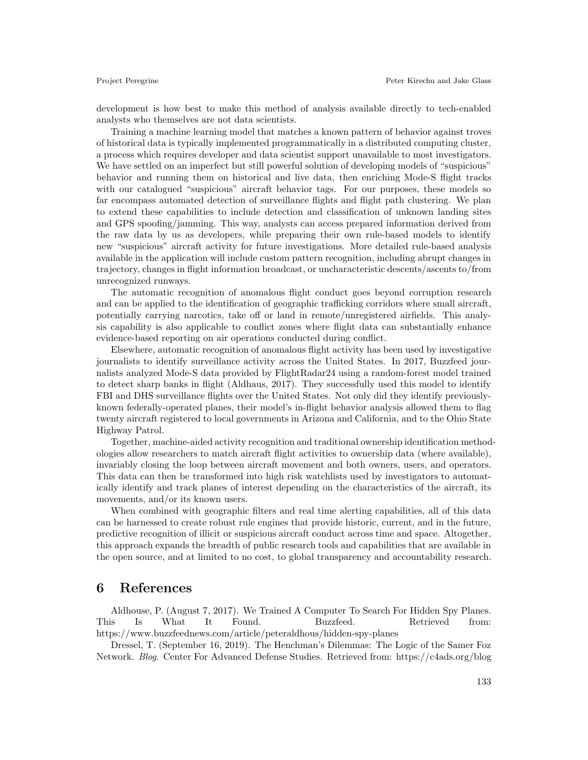development is how best to make this method of analysis available directly to tech-enabled analysts who themselves are not data scientists.

Training a machine learning model that matches a known pattern of behavior against troves of historical data is typically implemented programmatically in a distributed computing cluster, a process which requires developer and data scientist support unavailable to most investigators. We have settled on an imperfect but still powerful solution of developing models of "suspicious" behavior and running them on historical and live data, then enriching Mode-S flight tracks with our catalogued "suspicious" aircraft behavior tags. For our purposes, these models so far encompass automated detection of surveillance flights and flight path clustering. We plan to extend these capabilities to include detection and classification of unknown landing sites and GPS spoofing/jamming. This way, analysts can access prepared information derived from the raw data by us as developers, while preparing their own rule-based models to identify new "suspicious" aircraft activity for future investigations. More detailed rule-based analysis available in the application will include custom pattern recognition, including abrupt changes in trajectory, changes in flight information broadcast, or uncharacteristic descents/ascents to/from unrecognized runways.

The automatic recognition of anomalous flight conduct goes beyond corruption research and can be applied to the identification of geographic trafficking corridors where small aircraft, potentially carrying narcotics, take off or land in remote/unregistered airfields. This analysis capability is also applicable to conflict zones where flight data can substantially enhance evidence-based reporting on air operations conducted during conflict.

Elsewhere, automatic recognition of anomalous flight activity has been used by investigative journalists to identify surveillance activity across the United States. In 2017, Buzzfeed journalists analyzed Mode-S data provided by FlightRadar24 using a random-forest model trained to detect sharp banks in flight (Aldhaus, 2017). They successfully used this model to identify FBI and DHS surveillance flights over the United States. Not only did they identify previously-known federally-operated planes, their model's in-flight behavior analysis allowed them to flag twenty aircraft registered to local governments in Arizona and California, and to the Ohio State Highway Patrol.

Together, machine-aided activity recognition and traditional ownership identification methodologies allow researchers to match aircraft flight activities to ownership data (where available), invariably closing the loop between aircraft movement and both owners, users, and operators. This data can then be transformed into high risk watchlists used by investigators to automatically identify and track planes of interest depending on the characteristics of the aircraft, its movements, and/or its known users.

When combined with geographic filters and real time alerting capabilities, all of this data can be harnessed to create robust rule engines that provide historic, current, and in the future, predictive recognition of illicit or suspicious aircraft conduct across time and space. Altogether, this approach expands the breadth of public research tools and capabilities that are available in the open source, and at limited to no cost, to global transparency and accountability research.

# 6 References

Aldhouse, P. (August 7, 2017). We Trained A Computer To Search For Hidden Spy Planes. This Is What It Found. Buzzfeed. Retrieved from: https://www.buzzfeednews.com/article/peteraldhous/hidden-spy-planes

Dressel, T. (September 16, 2019). The Henchman's Dilemmas: The Logic of the Samer Foz Network. *Blog*. Center For Advanced Defense Studies. Retrieved from: https://c4ads.org/blog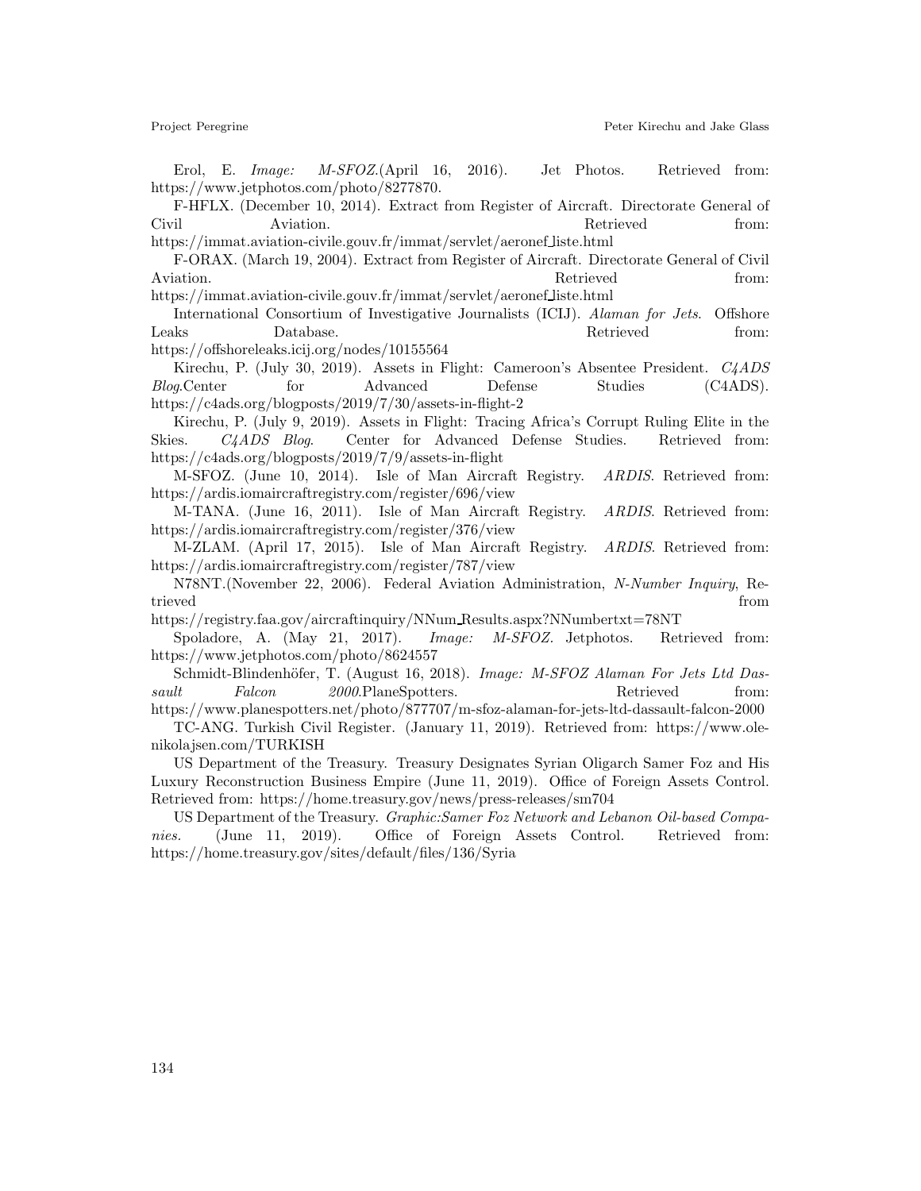Erol, E. *Image: M-SFOZ.*(April 16, 2016). Jet Photos. Retrieved from: https://www.jetphotos.com/photo/8277870.

F-HFLX. (December 10, 2014). Extract from Register of Aircraft. Directorate General of Civil Aviation. Retrieved from: https://immat.aviation-civile.gouv.fr/immat/servlet/aeronef_liste.html

F-ORAX. (March 19, 2004). Extract from Register of Aircraft. Directorate General of Civil Aviation. Retrieved from: https://immat.aviation-civile.gouv.fr/immat/servlet/aeronef_liste.html

International Consortium of Investigative Journalists (ICIJ). *Alaman for Jets*. Offshore Leaks Database. Retrieved from: https://offshoreleaks.icij.org/nodes/10155564

Kirechu, P. (July 30, 2019). Assets in Flight: Cameroon's Absentee President. *C4ADS Blog*.Center for Advanced Defense Studies (C4ADS). https://c4ads.org/blogposts/2019/7/30/assets-in-flight-2

Kirechu, P. (July 9, 2019). Assets in Flight: Tracing Africa's Corrupt Ruling Elite in the Skies. *C4ADS Blog*. Center for Advanced Defense Studies. Retrieved from: https://c4ads.org/blogposts/2019/7/9/assets-in-flight

M-SFOZ. (June 10, 2014). Isle of Man Aircraft Registry. *ARDIS*. Retrieved from: https://ardis.iomaircraftregistry.com/register/696/view

M-TANA. (June 16, 2011). Isle of Man Aircraft Registry. *ARDIS*. Retrieved from: https://ardis.iomaircraftregistry.com/register/376/view

M-ZLAM. (April 17, 2015). Isle of Man Aircraft Registry. *ARDIS*. Retrieved from: https://ardis.iomaircraftregistry.com/register/787/view

N78NT.(November 22, 2006). Federal Aviation Administration, *N-Number Inquiry*, Retrieved from https://registry.faa.gov/aircraftinquiry/NNum_Results.aspx?NNumbertxt=78NT

Spoladore, A. (May 21, 2017). *Image: M-SFOZ*. Jetphotos. Retrieved from: https://www.jetphotos.com/photo/8624557

Schmidt-Blindenhöfer, T. (August 16, 2018). *Image: M-SFOZ Alaman For Jets Ltd Dassault Falcon 2000*.PlaneSpotters. Retrieved from: https://www.planespotters.net/photo/877707/m-sfoz-alaman-for-jets-ltd-dassault-falcon-2000

TC-ANG. Turkish Civil Register. (January 11, 2019). Retrieved from: https://www.ole-nikolajsen.com/TURKISH

US Department of the Treasury. Treasury Designates Syrian Oligarch Samer Foz and His Luxury Reconstruction Business Empire (June 11, 2019). Office of Foreign Assets Control. Retrieved from: https://home.treasury.gov/news/press-releases/sm704

US Department of the Treasury. *Graphic:Samer Foz Network and Lebanon Oil-based Companies.* (June 11, 2019). Office of Foreign Assets Control. Retrieved from: https://home.treasury.gov/sites/default/files/136/Syria